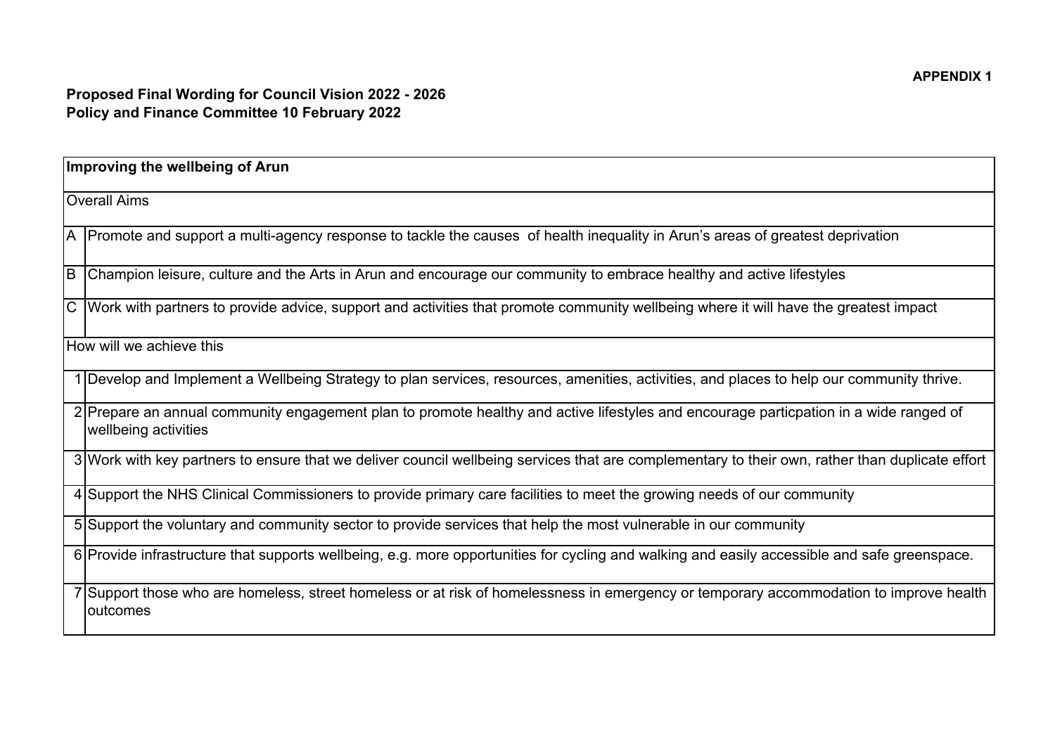**APPENDIX 1**

**Proposed Final Wording for Council Vision 2022 - 2026**
**Policy and Finance Committee 10 February 2022**

| **Improving the wellbeing of Arun** | |
|---|---|
| Overall Aims | |
| A | Promote and support a multi-agency response to tackle the causes of health inequality in Arun's areas of greatest deprivation |
| B | Champion leisure, culture and the Arts in Arun and encourage our community to embrace healthy and active lifestyles |
| C | Work with partners to provide advice, support and activities that promote community wellbeing where it will have the greatest impact |
| How will we achieve this | |
| 1 | Develop and Implement a Wellbeing Strategy to plan services, resources, amenities, activities, and places to help our community thrive. |
| 2 | Prepare an annual community engagement plan to promote healthy and active lifestyles and encourage particpation in a wide ranged of wellbeing activities |
| 3 | Work with key partners to ensure that we deliver council wellbeing services that are complementary to their own, rather than duplicate effort |
| 4 | Support the NHS Clinical Commissioners to provide primary care facilities to meet the growing needs of our community |
| 5 | Support the voluntary and community sector to provide services that help the most vulnerable in our community |
| 6 | Provide infrastructure that supports wellbeing, e.g. more opportunities for cycling and walking and easily accessible and safe greenspace. |
| 7 | Support those who are homeless, street homeless or at risk of homelessness in emergency or temporary accommodation to improve health outcomes |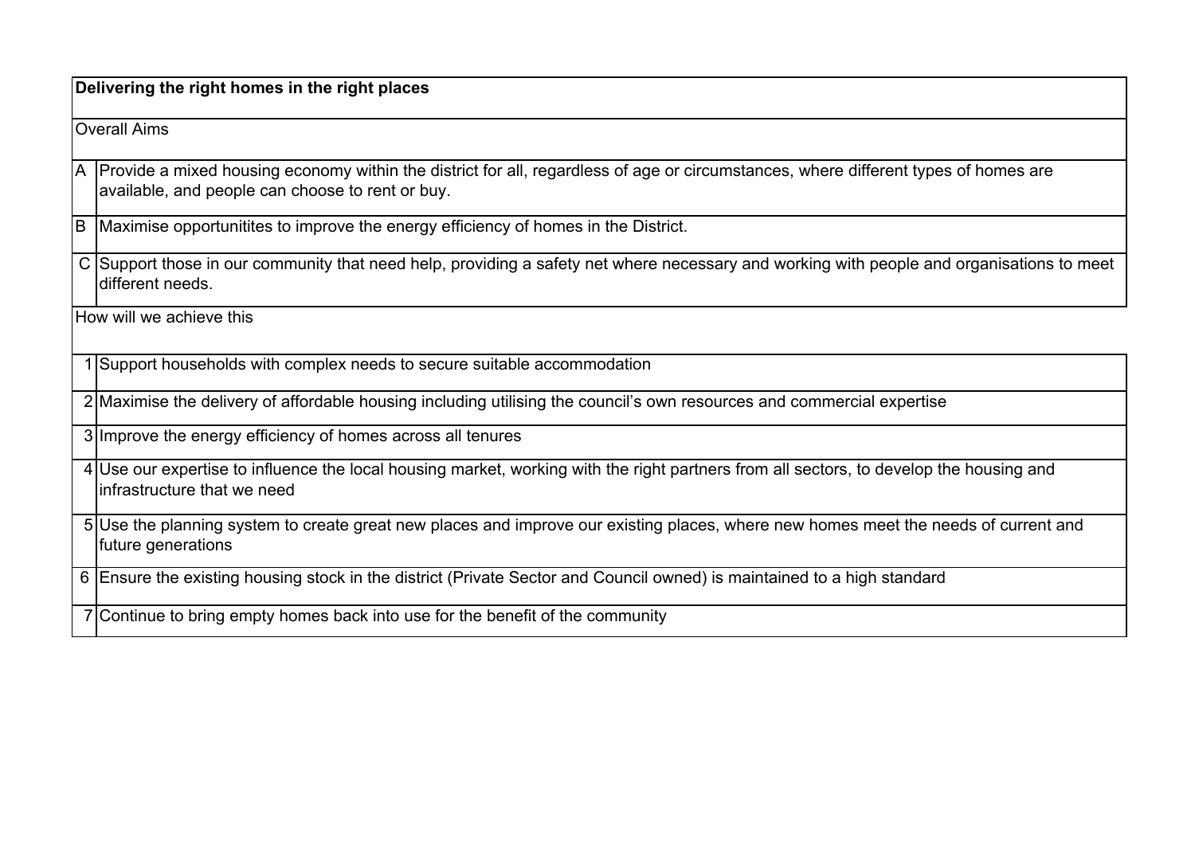| Delivering the right homes in the right places | |
|---|---|
| Overall Aims | |
| A | Provide a mixed housing economy within the district for all, regardless of age or circumstances, where different types of homes are available, and people can choose to rent or buy. |
| B | Maximise opportunitites to improve the energy efficiency of homes in the District. |
| C | Support those in our community that need help, providing a safety net where necessary and working with people and organisations to meet different needs. |
| How will we achieve this | |
| 1 | Support households with complex needs to secure suitable accommodation |
| 2 | Maximise the delivery of affordable housing including utilising the council's own resources and commercial expertise |
| 3 | Improve the energy efficiency of homes across all tenures |
| 4 | Use our expertise to influence the local housing market, working with the right partners from all sectors, to develop the housing and infrastructure that we need |
| 5 | Use the planning system to create great new places and improve our existing places, where new homes meet the needs of current and future generations |
| 6 | Ensure the existing housing stock in the district (Private Sector and Council owned) is maintained to a high standard |
| 7 | Continue to bring empty homes back into use for the benefit of the community |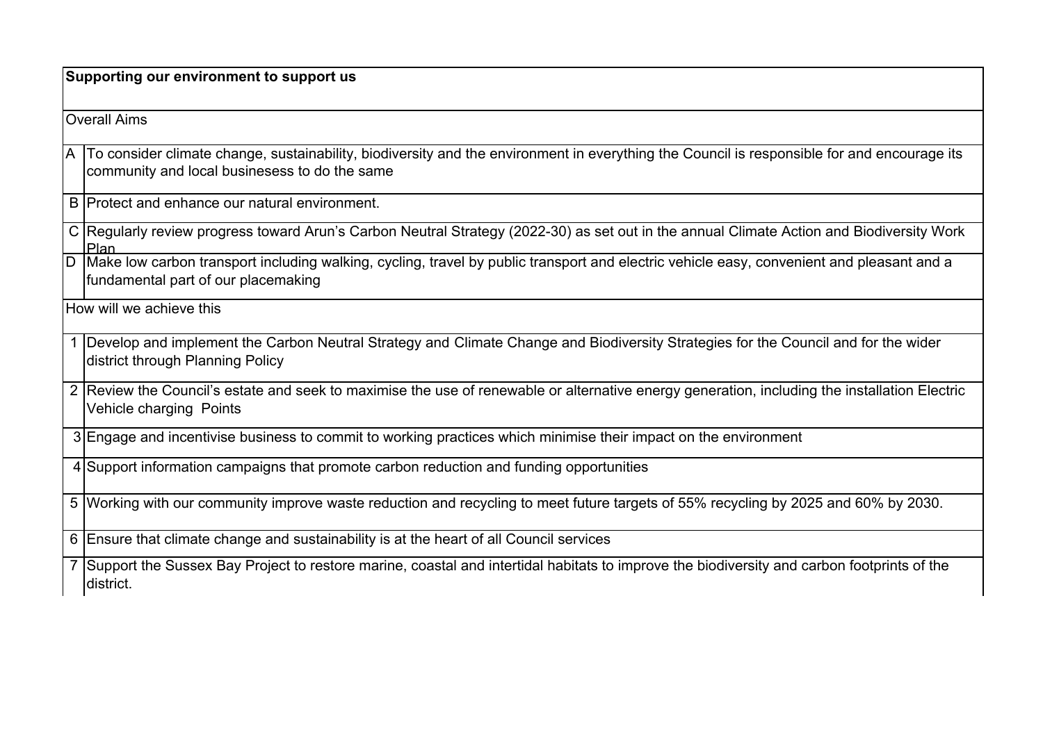| Supporting our environment to support us | |
|---|---|
| Overall Aims | |
| A | To consider climate change, sustainability, biodiversity and the environment in everything the Council is responsible for and encourage its community and local businesess to do the same |
| B | Protect and enhance our natural environment. |
| C | Regularly review progress toward Arun's Carbon Neutral Strategy (2022-30) as set out in the annual Climate Action and Biodiversity Work Plan |
| D | Make low carbon transport including walking, cycling, travel by public transport and electric vehicle easy, convenient and pleasant and a fundamental part of our placemaking |
| How will we achieve this | |
| 1 | Develop and implement the Carbon Neutral Strategy and Climate Change and Biodiversity Strategies for the Council and for the wider district through Planning Policy |
| 2 | Review the Council's estate and seek to maximise the use of renewable or alternative energy generation, including the installation Electric Vehicle charging Points |
| 3 | Engage and incentivise business to commit to working practices which minimise their impact on the environment |
| 4 | Support information campaigns that promote carbon reduction and funding opportunities |
| 5 | Working with our community improve waste reduction and recycling to meet future targets of 55% recycling by 2025 and 60% by 2030. |
| 6 | Ensure that climate change and sustainability is at the heart of all Council services |
| 7 | Support the Sussex Bay Project to restore marine, coastal and intertidal habitats to improve the biodiversity and carbon footprints of the district. |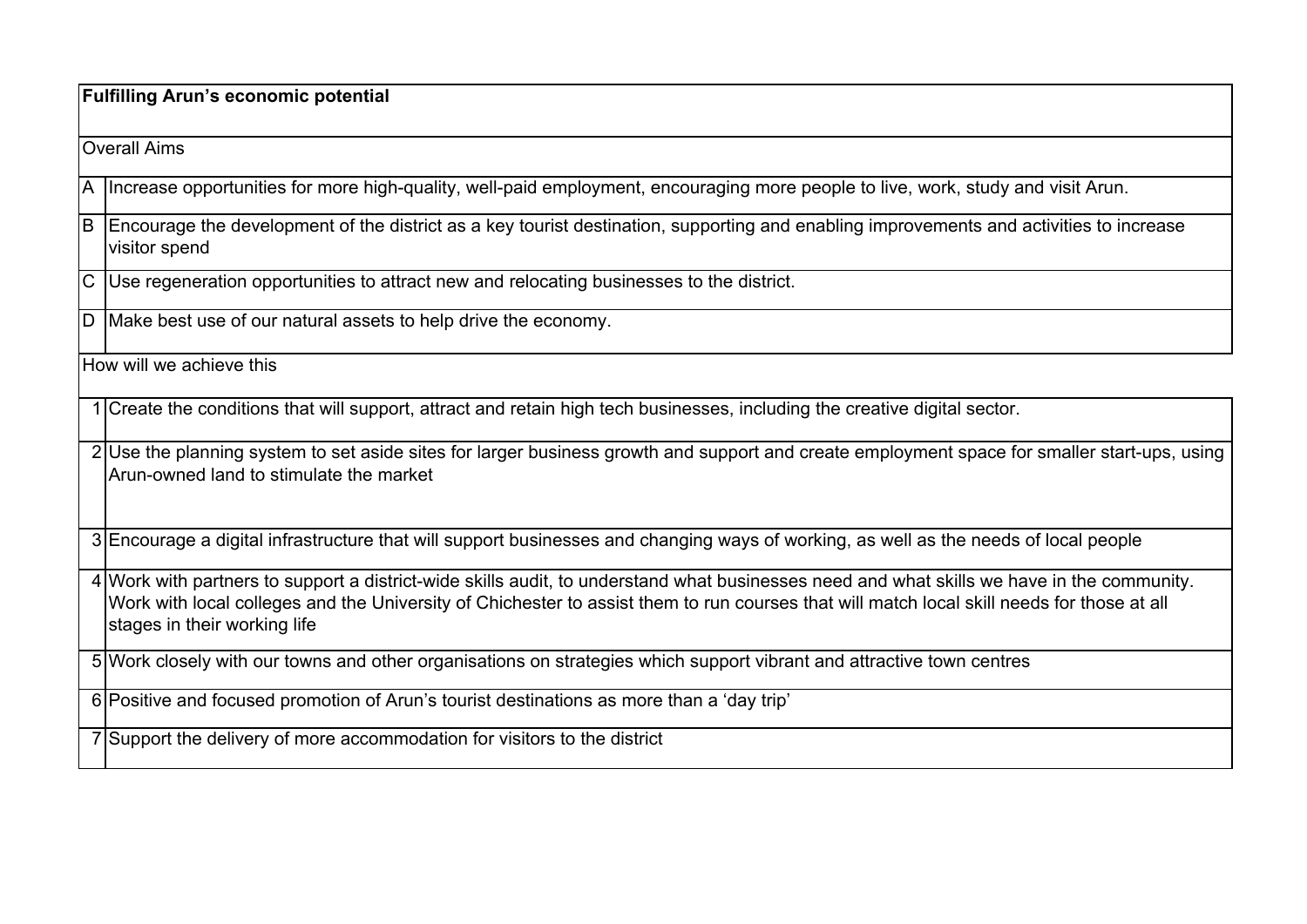| | |
|---|---|
| **Fulfilling Arun's economic potential** | |
| Overall Aims | |
| A | Increase opportunities for more high-quality, well-paid employment, encouraging more people to live, work, study and visit Arun. |
| B | Encourage the development of the district as a key tourist destination, supporting and enabling improvements and activities to increase visitor spend |
| C | Use regeneration opportunities to attract new and relocating businesses to the district. |
| D | Make best use of our natural assets to help drive the economy. |
| How will we achieve this | |
| 1 | Create the conditions that will support, attract and retain high tech businesses, including the creative digital sector. |
| 2 | Use the planning system to set aside sites for larger business growth and support and create employment space for smaller start-ups, using Arun-owned land to stimulate the market |
| 3 | Encourage a digital infrastructure that will support businesses and changing ways of working, as well as the needs of local people |
| 4 | Work with partners to support a district-wide skills audit, to understand what businesses need and what skills we have in the community. Work with local colleges and the University of Chichester to assist them to run courses that will match local skill needs for those at all stages in their working life |
| 5 | Work closely with our towns and other organisations on strategies which support vibrant and attractive town centres |
| 6 | Positive and focused promotion of Arun's tourist destinations as more than a 'day trip' |
| 7 | Support the delivery of more accommodation for visitors to the district |